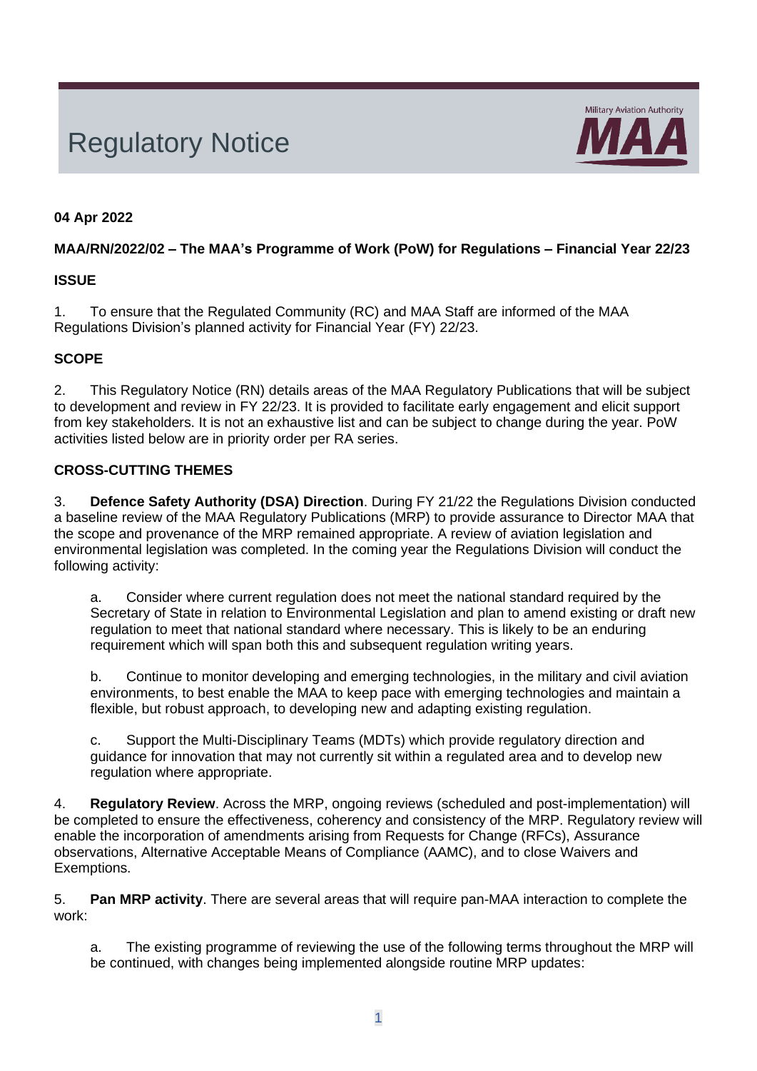# Regulatory Notice

**04 Apr 2022**

**MAA/RN/2022/02 – The MAA's Programme of Work (PoW) for Regulations – Financial Year 22/23**

**ISSUE**

1. To ensure that the Regulated Community (RC) and MAA Staff are informed of the MAA Regulations Division's planned activity for Financial Year (FY) 22/23.

**SCOPE**

2. This Regulatory Notice (RN) details areas of the MAA Regulatory Publications that will be subject to development and review in FY 22/23. It is provided to facilitate early engagement and elicit support from key stakeholders. It is not an exhaustive list and can be subject to change during the year. PoW activities listed below are in priority order per RA series.

**CROSS-CUTTING THEMES**

3. **Defence Safety Authority (DSA) Direction**. During FY 21/22 the Regulations Division conducted a baseline review of the MAA Regulatory Publications (MRP) to provide assurance to Director MAA that the scope and provenance of the MRP remained appropriate. A review of aviation legislation and environmental legislation was completed. In the coming year the Regulations Division will conduct the following activity:

   a. Consider where current regulation does not meet the national standard required by the Secretary of State in relation to Environmental Legislation and plan to amend existing or draft new regulation to meet that national standard where necessary. This is likely to be an enduring requirement which will span both this and subsequent regulation writing years.

   b. Continue to monitor developing and emerging technologies, in the military and civil aviation environments, to best enable the MAA to keep pace with emerging technologies and maintain a flexible, but robust approach, to developing new and adapting existing regulation.

   c. Support the Multi-Disciplinary Teams (MDTs) which provide regulatory direction and guidance for innovation that may not currently sit within a regulated area and to develop new regulation where appropriate.

4. **Regulatory Review**. Across the MRP, ongoing reviews (scheduled and post-implementation) will be completed to ensure the effectiveness, coherency and consistency of the MRP. Regulatory review will enable the incorporation of amendments arising from Requests for Change (RFCs), Assurance observations, Alternative Acceptable Means of Compliance (AAMC), and to close Waivers and Exemptions.

5. **Pan MRP activity**. There are several areas that will require pan-MAA interaction to complete the work:

   a. The existing programme of reviewing the use of the following terms throughout the MRP will be continued, with changes being implemented alongside routine MRP updates: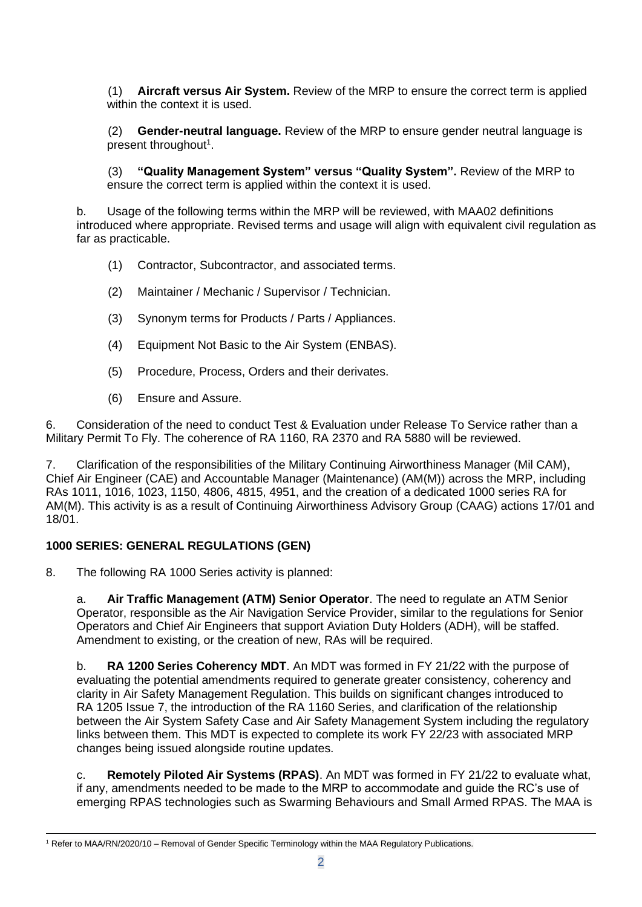(1) **Aircraft versus Air System.** Review of the MRP to ensure the correct term is applied within the context it is used.

(2) **Gender-neutral language.** Review of the MRP to ensure gender neutral language is present throughout[1].

(3) **"Quality Management System" versus "Quality System".** Review of the MRP to ensure the correct term is applied within the context it is used.

b. Usage of the following terms within the MRP will be reviewed, with MAA02 definitions introduced where appropriate. Revised terms and usage will align with equivalent civil regulation as far as practicable.

(1) Contractor, Subcontractor, and associated terms.

(2) Maintainer / Mechanic / Supervisor / Technician.

(3) Synonym terms for Products / Parts / Appliances.

(4) Equipment Not Basic to the Air System (ENBAS).

(5) Procedure, Process, Orders and their derivates.

(6) Ensure and Assure.

6. Consideration of the need to conduct Test & Evaluation under Release To Service rather than a Military Permit To Fly. The coherence of RA 1160, RA 2370 and RA 5880 will be reviewed.

7. Clarification of the responsibilities of the Military Continuing Airworthiness Manager (Mil CAM), Chief Air Engineer (CAE) and Accountable Manager (Maintenance) (AM(M)) across the MRP, including RAs 1011, 1016, 1023, 1150, 4806, 4815, 4951, and the creation of a dedicated 1000 series RA for AM(M). This activity is as a result of Continuing Airworthiness Advisory Group (CAAG) actions 17/01 and 18/01.

## 1000 SERIES: GENERAL REGULATIONS (GEN)

8. The following RA 1000 Series activity is planned:

a. **Air Traffic Management (ATM) Senior Operator**. The need to regulate an ATM Senior Operator, responsible as the Air Navigation Service Provider, similar to the regulations for Senior Operators and Chief Air Engineers that support Aviation Duty Holders (ADH), will be staffed. Amendment to existing, or the creation of new, RAs will be required.

b. **RA 1200 Series Coherency MDT**. An MDT was formed in FY 21/22 with the purpose of evaluating the potential amendments required to generate greater consistency, coherency and clarity in Air Safety Management Regulation. This builds on significant changes introduced to RA 1205 Issue 7, the introduction of the RA 1160 Series, and clarification of the relationship between the Air System Safety Case and Air Safety Management System including the regulatory links between them. This MDT is expected to complete its work FY 22/23 with associated MRP changes being issued alongside routine updates.

c. **Remotely Piloted Air Systems (RPAS)**. An MDT was formed in FY 21/22 to evaluate what, if any, amendments needed to be made to the MRP to accommodate and guide the RC's use of emerging RPAS technologies such as Swarming Behaviours and Small Armed RPAS. The MAA is

[1] Refer to MAA/RN/2020/10 – Removal of Gender Specific Terminology within the MAA Regulatory Publications.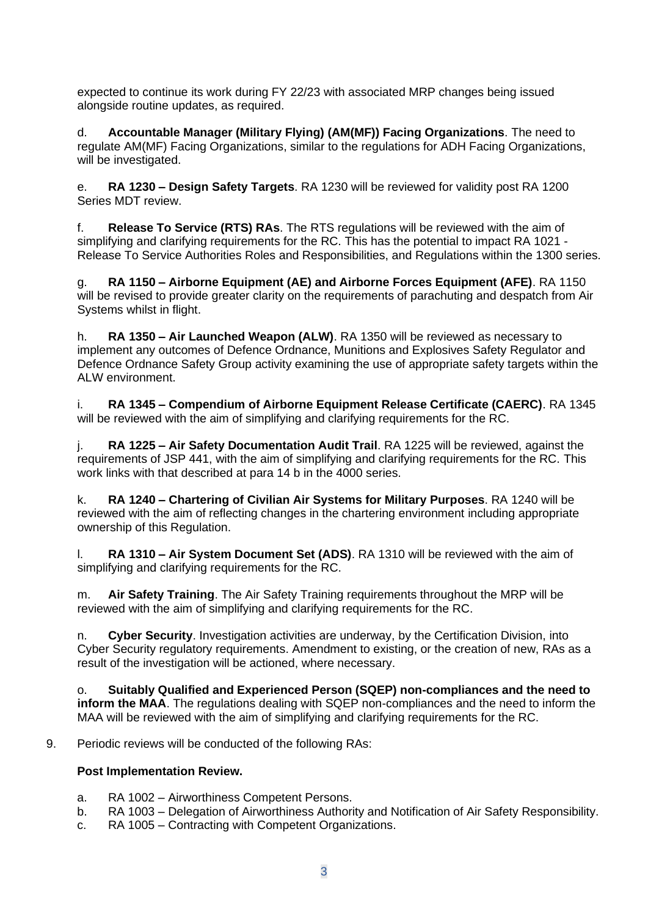expected to continue its work during FY 22/23 with associated MRP changes being issued alongside routine updates, as required.

d. **Accountable Manager (Military Flying) (AM(MF)) Facing Organizations**. The need to regulate AM(MF) Facing Organizations, similar to the regulations for ADH Facing Organizations, will be investigated.

e. **RA 1230 – Design Safety Targets**. RA 1230 will be reviewed for validity post RA 1200 Series MDT review.

f. **Release To Service (RTS) RAs**. The RTS regulations will be reviewed with the aim of simplifying and clarifying requirements for the RC. This has the potential to impact RA 1021 - Release To Service Authorities Roles and Responsibilities, and Regulations within the 1300 series.

g. **RA 1150 – Airborne Equipment (AE) and Airborne Forces Equipment (AFE)**. RA 1150 will be revised to provide greater clarity on the requirements of parachuting and despatch from Air Systems whilst in flight.

h. **RA 1350 – Air Launched Weapon (ALW)**. RA 1350 will be reviewed as necessary to implement any outcomes of Defence Ordnance, Munitions and Explosives Safety Regulator and Defence Ordnance Safety Group activity examining the use of appropriate safety targets within the ALW environment.

i. **RA 1345 – Compendium of Airborne Equipment Release Certificate (CAERC)**. RA 1345 will be reviewed with the aim of simplifying and clarifying requirements for the RC.

j. **RA 1225 – Air Safety Documentation Audit Trail**. RA 1225 will be reviewed, against the requirements of JSP 441, with the aim of simplifying and clarifying requirements for the RC. This work links with that described at para 14 b in the 4000 series.

k. **RA 1240 – Chartering of Civilian Air Systems for Military Purposes**. RA 1240 will be reviewed with the aim of reflecting changes in the chartering environment including appropriate ownership of this Regulation.

l. **RA 1310 – Air System Document Set (ADS)**. RA 1310 will be reviewed with the aim of simplifying and clarifying requirements for the RC.

m. **Air Safety Training**. The Air Safety Training requirements throughout the MRP will be reviewed with the aim of simplifying and clarifying requirements for the RC.

n. **Cyber Security**. Investigation activities are underway, by the Certification Division, into Cyber Security regulatory requirements. Amendment to existing, or the creation of new, RAs as a result of the investigation will be actioned, where necessary.

o. **Suitably Qualified and Experienced Person (SQEP) non-compliances and the need to inform the MAA**. The regulations dealing with SQEP non-compliances and the need to inform the MAA will be reviewed with the aim of simplifying and clarifying requirements for the RC.

9. Periodic reviews will be conducted of the following RAs:

**Post Implementation Review.**

a. RA 1002 – Airworthiness Competent Persons.
b. RA 1003 – Delegation of Airworthiness Authority and Notification of Air Safety Responsibility.
c. RA 1005 – Contracting with Competent Organizations.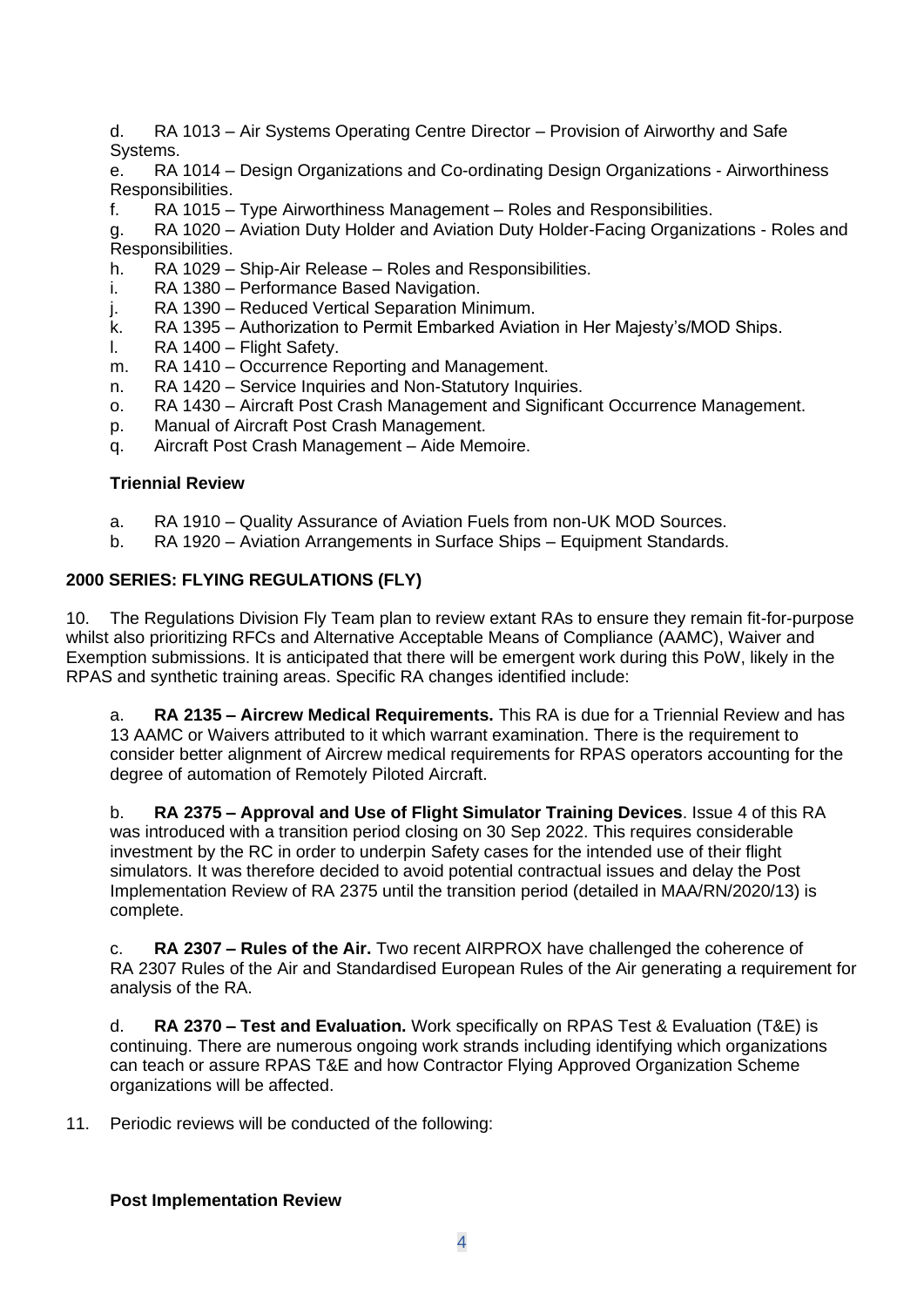d. RA 1013 – Air Systems Operating Centre Director – Provision of Airworthy and Safe Systems.
e. RA 1014 – Design Organizations and Co-ordinating Design Organizations - Airworthiness Responsibilities.
f. RA 1015 – Type Airworthiness Management – Roles and Responsibilities.
g. RA 1020 – Aviation Duty Holder and Aviation Duty Holder-Facing Organizations - Roles and Responsibilities.
h. RA 1029 – Ship-Air Release – Roles and Responsibilities.
i. RA 1380 – Performance Based Navigation.
j. RA 1390 – Reduced Vertical Separation Minimum.
k. RA 1395 – Authorization to Permit Embarked Aviation in Her Majesty's/MOD Ships.
l. RA 1400 – Flight Safety.
m. RA 1410 – Occurrence Reporting and Management.
n. RA 1420 – Service Inquiries and Non-Statutory Inquiries.
o. RA 1430 – Aircraft Post Crash Management and Significant Occurrence Management.
p. Manual of Aircraft Post Crash Management.
q. Aircraft Post Crash Management – Aide Memoire.

**Triennial Review**

a. RA 1910 – Quality Assurance of Aviation Fuels from non-UK MOD Sources.
b. RA 1920 – Aviation Arrangements in Surface Ships – Equipment Standards.

**2000 SERIES: FLYING REGULATIONS (FLY)**

10. The Regulations Division Fly Team plan to review extant RAs to ensure they remain fit-for-purpose whilst also prioritizing RFCs and Alternative Acceptable Means of Compliance (AAMC), Waiver and Exemption submissions. It is anticipated that there will be emergent work during this PoW, likely in the RPAS and synthetic training areas. Specific RA changes identified include:

a. **RA 2135 – Aircrew Medical Requirements.** This RA is due for a Triennial Review and has 13 AAMC or Waivers attributed to it which warrant examination. There is the requirement to consider better alignment of Aircrew medical requirements for RPAS operators accounting for the degree of automation of Remotely Piloted Aircraft.

b. **RA 2375 – Approval and Use of Flight Simulator Training Devices**. Issue 4 of this RA was introduced with a transition period closing on 30 Sep 2022. This requires considerable investment by the RC in order to underpin Safety cases for the intended use of their flight simulators. It was therefore decided to avoid potential contractual issues and delay the Post Implementation Review of RA 2375 until the transition period (detailed in MAA/RN/2020/13) is complete.

c. **RA 2307 – Rules of the Air.** Two recent AIRPROX have challenged the coherence of RA 2307 Rules of the Air and Standardised European Rules of the Air generating a requirement for analysis of the RA.

d. **RA 2370 – Test and Evaluation.** Work specifically on RPAS Test & Evaluation (T&E) is continuing. There are numerous ongoing work strands including identifying which organizations can teach or assure RPAS T&E and how Contractor Flying Approved Organization Scheme organizations will be affected.

11. Periodic reviews will be conducted of the following:

**Post Implementation Review**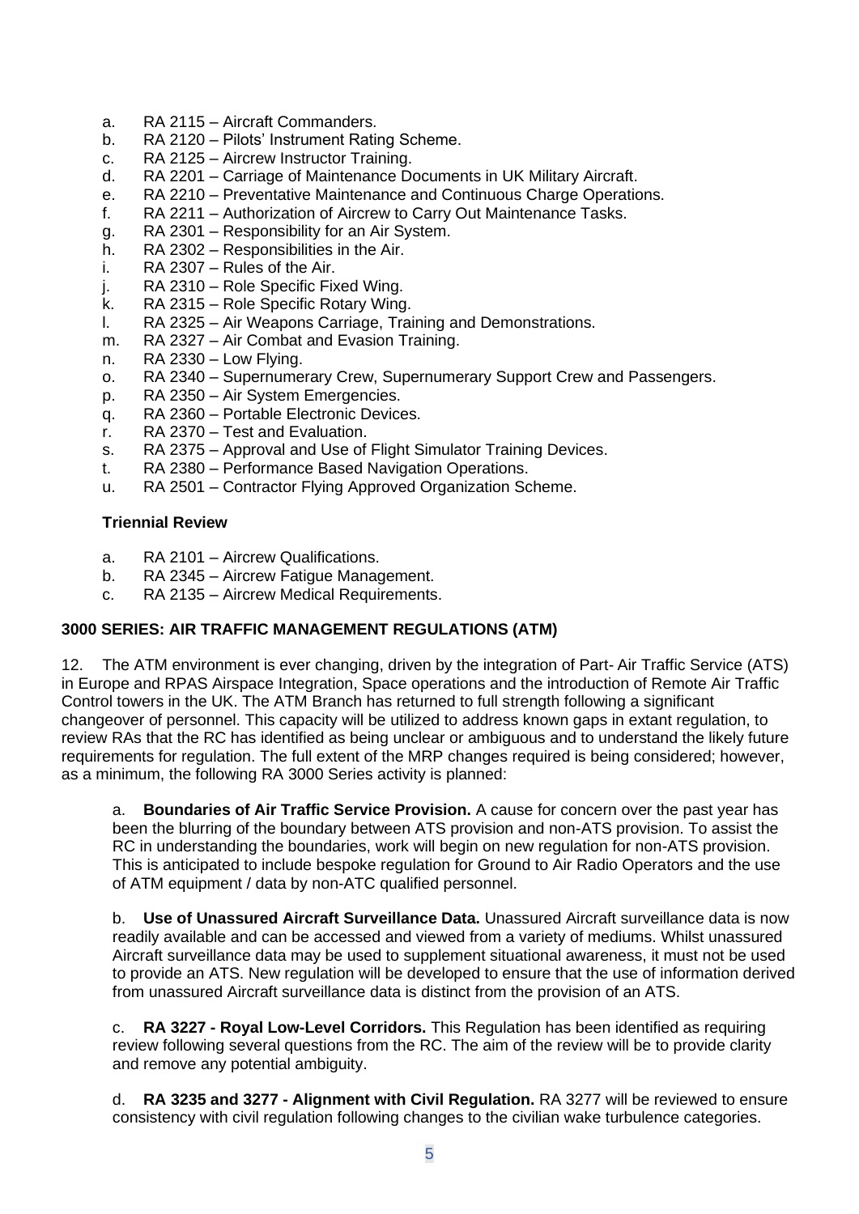a. RA 2115 – Aircraft Commanders.
b. RA 2120 – Pilots' Instrument Rating Scheme.
c. RA 2125 – Aircrew Instructor Training.
d. RA 2201 – Carriage of Maintenance Documents in UK Military Aircraft.
e. RA 2210 – Preventative Maintenance and Continuous Charge Operations.
f. RA 2211 – Authorization of Aircrew to Carry Out Maintenance Tasks.
g. RA 2301 – Responsibility for an Air System.
h. RA 2302 – Responsibilities in the Air.
i. RA 2307 – Rules of the Air.
j. RA 2310 – Role Specific Fixed Wing.
k. RA 2315 – Role Specific Rotary Wing.
l. RA 2325 – Air Weapons Carriage, Training and Demonstrations.
m. RA 2327 – Air Combat and Evasion Training.
n. RA 2330 – Low Flying.
o. RA 2340 – Supernumerary Crew, Supernumerary Support Crew and Passengers.
p. RA 2350 – Air System Emergencies.
q. RA 2360 – Portable Electronic Devices.
r. RA 2370 – Test and Evaluation.
s. RA 2375 – Approval and Use of Flight Simulator Training Devices.
t. RA 2380 – Performance Based Navigation Operations.
u. RA 2501 – Contractor Flying Approved Organization Scheme.

**Triennial Review**

a. RA 2101 – Aircrew Qualifications.
b. RA 2345 – Aircrew Fatigue Management.
c. RA 2135 – Aircrew Medical Requirements.

**3000 SERIES: AIR TRAFFIC MANAGEMENT REGULATIONS (ATM)**

12. The ATM environment is ever changing, driven by the integration of Part- Air Traffic Service (ATS) in Europe and RPAS Airspace Integration, Space operations and the introduction of Remote Air Traffic Control towers in the UK. The ATM Branch has returned to full strength following a significant changeover of personnel. This capacity will be utilized to address known gaps in extant regulation, to review RAs that the RC has identified as being unclear or ambiguous and to understand the likely future requirements for regulation. The full extent of the MRP changes required is being considered; however, as a minimum, the following RA 3000 Series activity is planned:

a. **Boundaries of Air Traffic Service Provision.** A cause for concern over the past year has been the blurring of the boundary between ATS provision and non-ATS provision. To assist the RC in understanding the boundaries, work will begin on new regulation for non-ATS provision. This is anticipated to include bespoke regulation for Ground to Air Radio Operators and the use of ATM equipment / data by non-ATC qualified personnel.

b. **Use of Unassured Aircraft Surveillance Data.** Unassured Aircraft surveillance data is now readily available and can be accessed and viewed from a variety of mediums. Whilst unassured Aircraft surveillance data may be used to supplement situational awareness, it must not be used to provide an ATS. New regulation will be developed to ensure that the use of information derived from unassured Aircraft surveillance data is distinct from the provision of an ATS.

c. **RA 3227 - Royal Low-Level Corridors.** This Regulation has been identified as requiring review following several questions from the RC. The aim of the review will be to provide clarity and remove any potential ambiguity.

d. **RA 3235 and 3277 - Alignment with Civil Regulation.** RA 3277 will be reviewed to ensure consistency with civil regulation following changes to the civilian wake turbulence categories.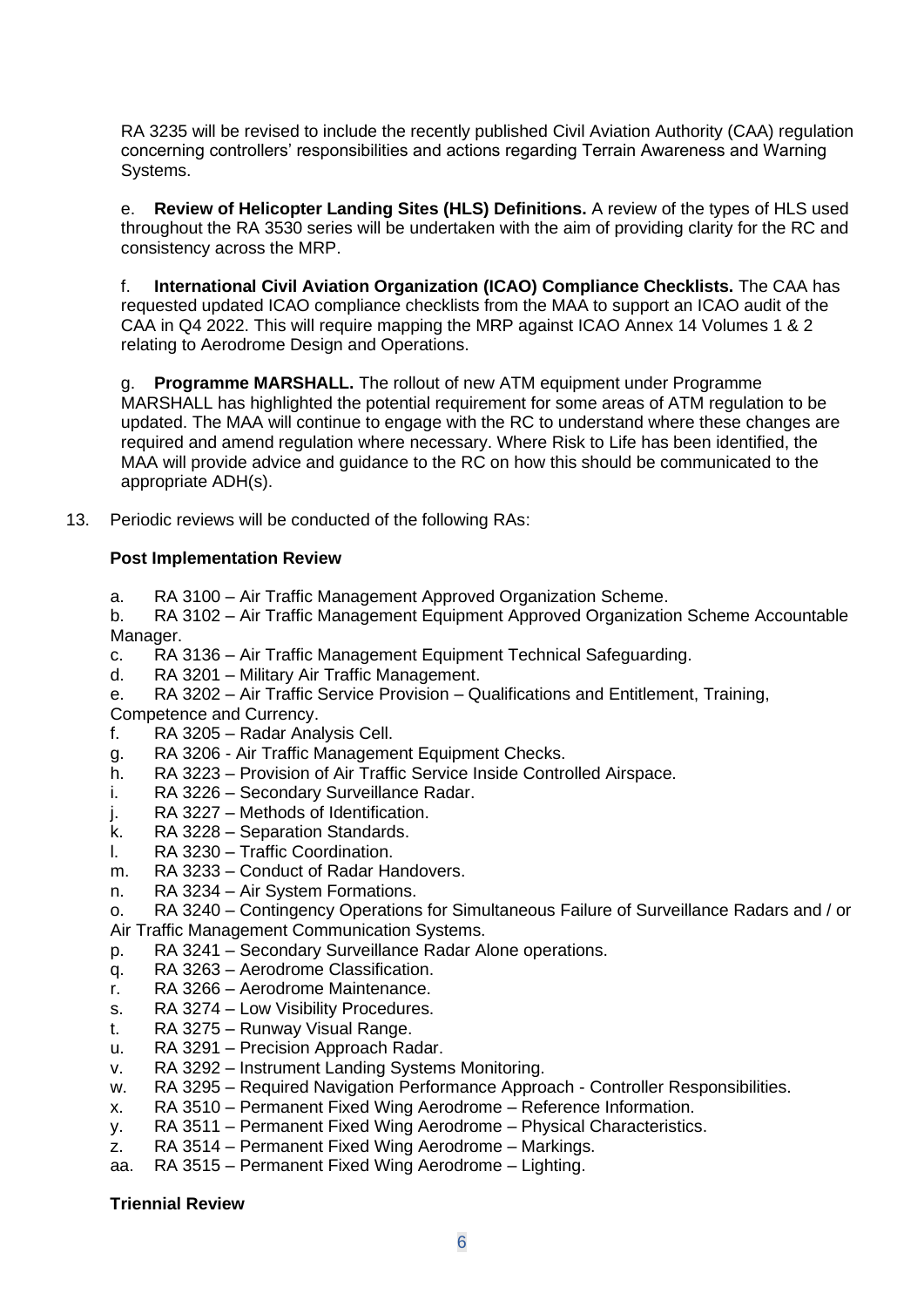RA 3235 will be revised to include the recently published Civil Aviation Authority (CAA) regulation concerning controllers' responsibilities and actions regarding Terrain Awareness and Warning Systems.

e. **Review of Helicopter Landing Sites (HLS) Definitions.** A review of the types of HLS used throughout the RA 3530 series will be undertaken with the aim of providing clarity for the RC and consistency across the MRP.

f. **International Civil Aviation Organization (ICAO) Compliance Checklists.** The CAA has requested updated ICAO compliance checklists from the MAA to support an ICAO audit of the CAA in Q4 2022. This will require mapping the MRP against ICAO Annex 14 Volumes 1 & 2 relating to Aerodrome Design and Operations.

g. **Programme MARSHALL.** The rollout of new ATM equipment under Programme MARSHALL has highlighted the potential requirement for some areas of ATM regulation to be updated. The MAA will continue to engage with the RC to understand where these changes are required and amend regulation where necessary. Where Risk to Life has been identified, the MAA will provide advice and guidance to the RC on how this should be communicated to the appropriate ADH(s).

13. Periodic reviews will be conducted of the following RAs:

**Post Implementation Review**

a. RA 3100 – Air Traffic Management Approved Organization Scheme.
b. RA 3102 – Air Traffic Management Equipment Approved Organization Scheme Accountable Manager.
c. RA 3136 – Air Traffic Management Equipment Technical Safeguarding.
d. RA 3201 – Military Air Traffic Management.
e. RA 3202 – Air Traffic Service Provision – Qualifications and Entitlement, Training, Competence and Currency.
f. RA 3205 – Radar Analysis Cell.
g. RA 3206 - Air Traffic Management Equipment Checks.
h. RA 3223 – Provision of Air Traffic Service Inside Controlled Airspace.
i. RA 3226 – Secondary Surveillance Radar.
j. RA 3227 – Methods of Identification.
k. RA 3228 – Separation Standards.
l. RA 3230 – Traffic Coordination.
m. RA 3233 – Conduct of Radar Handovers.
n. RA 3234 – Air System Formations.
o. RA 3240 – Contingency Operations for Simultaneous Failure of Surveillance Radars and / or Air Traffic Management Communication Systems.
p. RA 3241 – Secondary Surveillance Radar Alone operations.
q. RA 3263 – Aerodrome Classification.
r. RA 3266 – Aerodrome Maintenance.
s. RA 3274 – Low Visibility Procedures.
t. RA 3275 – Runway Visual Range.
u. RA 3291 – Precision Approach Radar.
v. RA 3292 – Instrument Landing Systems Monitoring.
w. RA 3295 – Required Navigation Performance Approach - Controller Responsibilities.
x. RA 3510 – Permanent Fixed Wing Aerodrome – Reference Information.
y. RA 3511 – Permanent Fixed Wing Aerodrome – Physical Characteristics.
z. RA 3514 – Permanent Fixed Wing Aerodrome – Markings.
aa. RA 3515 – Permanent Fixed Wing Aerodrome – Lighting.

**Triennial Review**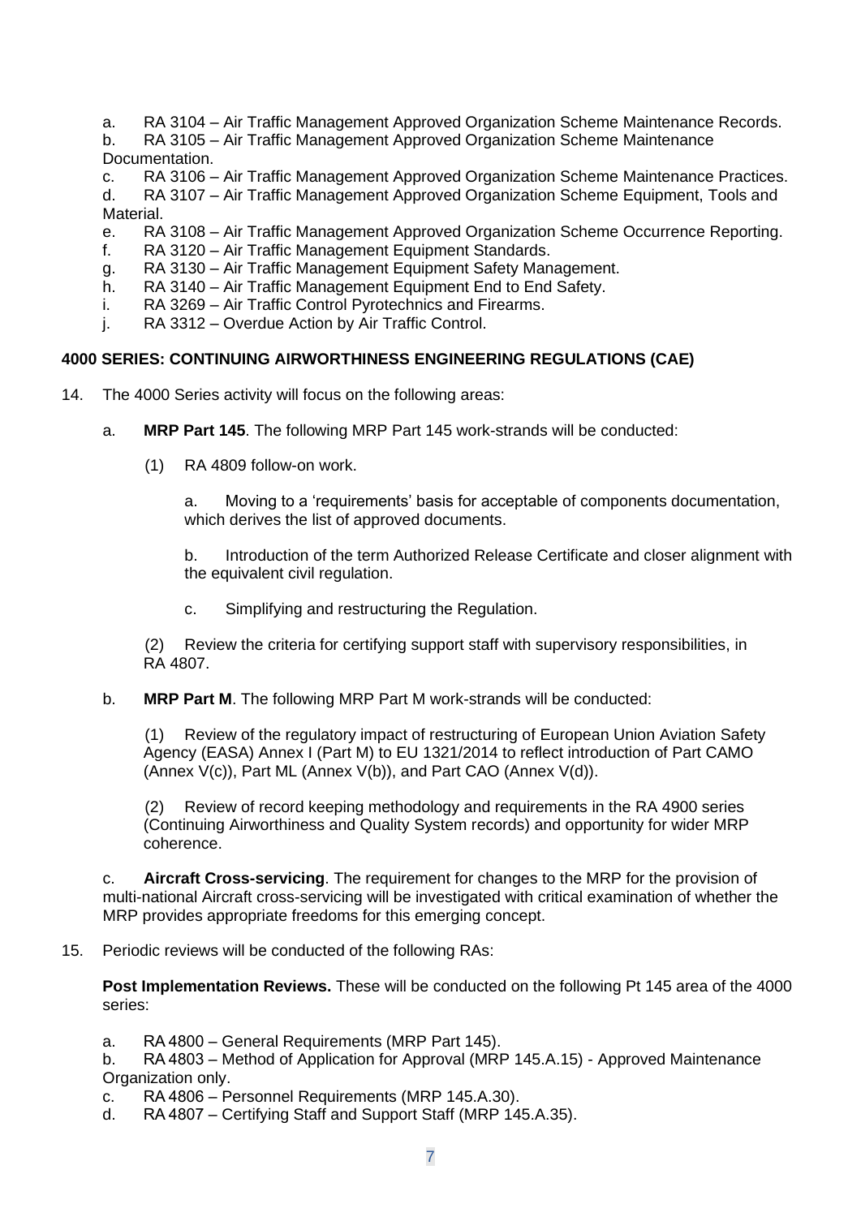a. RA 3104 – Air Traffic Management Approved Organization Scheme Maintenance Records.

b. RA 3105 – Air Traffic Management Approved Organization Scheme Maintenance Documentation.

c. RA 3106 – Air Traffic Management Approved Organization Scheme Maintenance Practices.

d. RA 3107 – Air Traffic Management Approved Organization Scheme Equipment, Tools and Material.

e. RA 3108 – Air Traffic Management Approved Organization Scheme Occurrence Reporting.

f. RA 3120 – Air Traffic Management Equipment Standards.

g. RA 3130 – Air Traffic Management Equipment Safety Management.

h. RA 3140 – Air Traffic Management Equipment End to End Safety.

i. RA 3269 – Air Traffic Control Pyrotechnics and Firearms.

j. RA 3312 – Overdue Action by Air Traffic Control.

**4000 SERIES: CONTINUING AIRWORTHINESS ENGINEERING REGULATIONS (CAE)**

14. The 4000 Series activity will focus on the following areas:

a. **MRP Part 145**. The following MRP Part 145 work-strands will be conducted:

(1) RA 4809 follow-on work.

a. Moving to a 'requirements' basis for acceptable of components documentation, which derives the list of approved documents.

b. Introduction of the term Authorized Release Certificate and closer alignment with the equivalent civil regulation.

c. Simplifying and restructuring the Regulation.

(2) Review the criteria for certifying support staff with supervisory responsibilities, in RA 4807.

b. **MRP Part M**. The following MRP Part M work-strands will be conducted:

(1) Review of the regulatory impact of restructuring of European Union Aviation Safety Agency (EASA) Annex I (Part M) to EU 1321/2014 to reflect introduction of Part CAMO (Annex V(c)), Part ML (Annex V(b)), and Part CAO (Annex V(d)).

(2) Review of record keeping methodology and requirements in the RA 4900 series (Continuing Airworthiness and Quality System records) and opportunity for wider MRP coherence.

c. **Aircraft Cross-servicing**. The requirement for changes to the MRP for the provision of multi-national Aircraft cross-servicing will be investigated with critical examination of whether the MRP provides appropriate freedoms for this emerging concept.

15. Periodic reviews will be conducted of the following RAs:

**Post Implementation Reviews.** These will be conducted on the following Pt 145 area of the 4000 series:

a. RA 4800 – General Requirements (MRP Part 145).

b. RA 4803 – Method of Application for Approval (MRP 145.A.15) - Approved Maintenance Organization only.

c. RA 4806 – Personnel Requirements (MRP 145.A.30).

d. RA 4807 – Certifying Staff and Support Staff (MRP 145.A.35).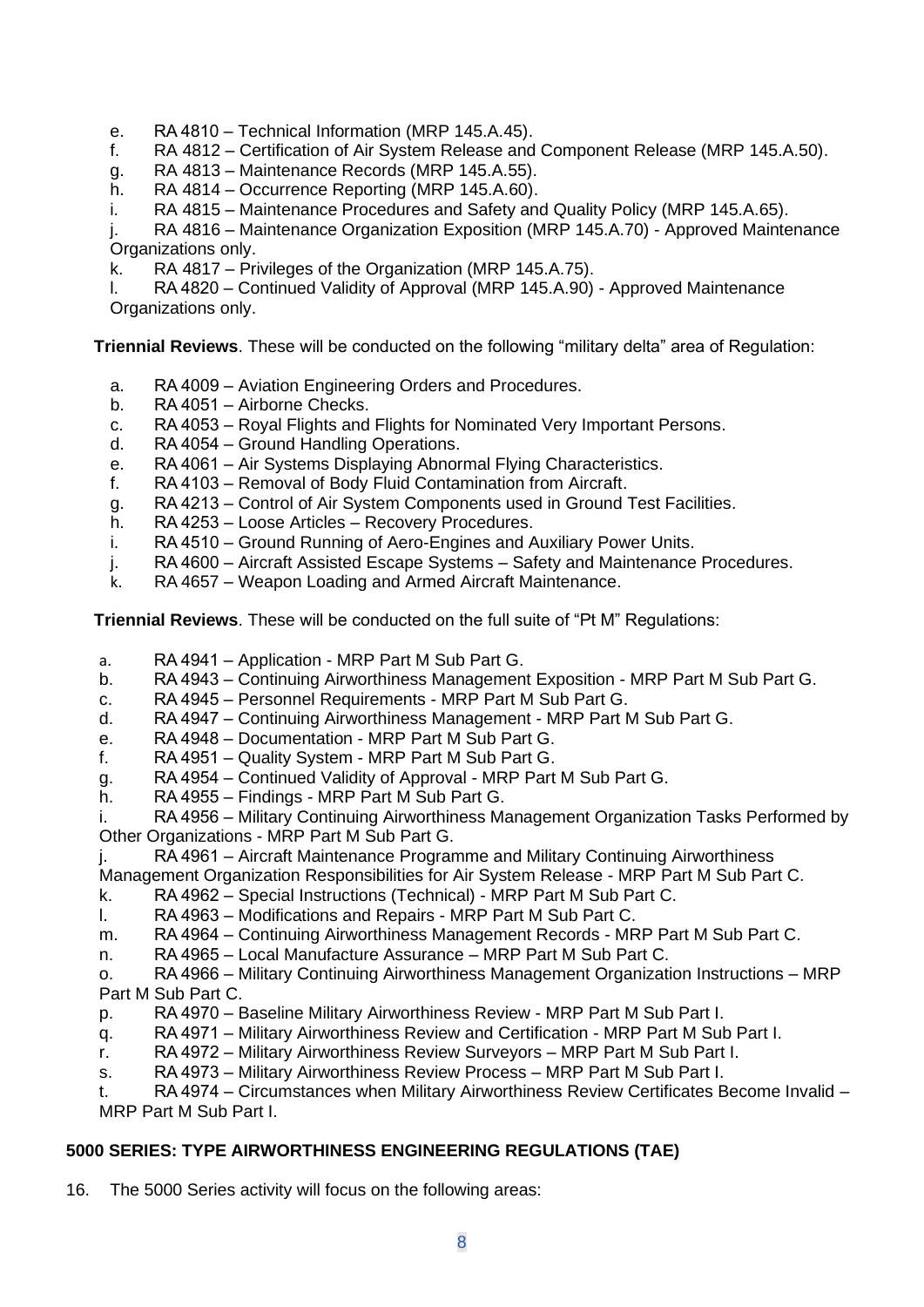e. RA 4810 – Technical Information (MRP 145.A.45).  
f. RA 4812 – Certification of Air System Release and Component Release (MRP 145.A.50).  
g. RA 4813 – Maintenance Records (MRP 145.A.55).  
h. RA 4814 – Occurrence Reporting (MRP 145.A.60).  
i. RA 4815 – Maintenance Procedures and Safety and Quality Policy (MRP 145.A.65).  
j. RA 4816 – Maintenance Organization Exposition (MRP 145.A.70) - Approved Maintenance Organizations only.  
k. RA 4817 – Privileges of the Organization (MRP 145.A.75).  
l. RA 4820 – Continued Validity of Approval (MRP 145.A.90) - Approved Maintenance Organizations only.

**Triennial Reviews**. These will be conducted on the following "military delta" area of Regulation:

a. RA 4009 – Aviation Engineering Orders and Procedures.  
b. RA 4051 – Airborne Checks.  
c. RA 4053 – Royal Flights and Flights for Nominated Very Important Persons.  
d. RA 4054 – Ground Handling Operations.  
e. RA 4061 – Air Systems Displaying Abnormal Flying Characteristics.  
f. RA 4103 – Removal of Body Fluid Contamination from Aircraft.  
g. RA 4213 – Control of Air System Components used in Ground Test Facilities.  
h. RA 4253 – Loose Articles – Recovery Procedures.  
i. RA 4510 – Ground Running of Aero-Engines and Auxiliary Power Units.  
j. RA 4600 – Aircraft Assisted Escape Systems – Safety and Maintenance Procedures.  
k. RA 4657 – Weapon Loading and Armed Aircraft Maintenance.

**Triennial Reviews**. These will be conducted on the full suite of "Pt M" Regulations:

a. RA 4941 – Application - MRP Part M Sub Part G.  
b. RA 4943 – Continuing Airworthiness Management Exposition - MRP Part M Sub Part G.  
c. RA 4945 – Personnel Requirements - MRP Part M Sub Part G.  
d. RA 4947 – Continuing Airworthiness Management - MRP Part M Sub Part G.  
e. RA 4948 – Documentation - MRP Part M Sub Part G.  
f. RA 4951 – Quality System - MRP Part M Sub Part G.  
g. RA 4954 – Continued Validity of Approval - MRP Part M Sub Part G.  
h. RA 4955 – Findings - MRP Part M Sub Part G.  
i. RA 4956 – Military Continuing Airworthiness Management Organization Tasks Performed by Other Organizations - MRP Part M Sub Part G.  
j. RA 4961 – Aircraft Maintenance Programme and Military Continuing Airworthiness Management Organization Responsibilities for Air System Release - MRP Part M Sub Part C.  
k. RA 4962 – Special Instructions (Technical) - MRP Part M Sub Part C.  
l. RA 4963 – Modifications and Repairs - MRP Part M Sub Part C.  
m. RA 4964 – Continuing Airworthiness Management Records - MRP Part M Sub Part C.  
n. RA 4965 – Local Manufacture Assurance – MRP Part M Sub Part C.  
o. RA 4966 – Military Continuing Airworthiness Management Organization Instructions – MRP Part M Sub Part C.  
p. RA 4970 – Baseline Military Airworthiness Review - MRP Part M Sub Part I.  
q. RA 4971 – Military Airworthiness Review and Certification - MRP Part M Sub Part I.  
r. RA 4972 – Military Airworthiness Review Surveyors – MRP Part M Sub Part I.  
s. RA 4973 – Military Airworthiness Review Process – MRP Part M Sub Part I.  
t. RA 4974 – Circumstances when Military Airworthiness Review Certificates Become Invalid – MRP Part M Sub Part I.

## 5000 SERIES: TYPE AIRWORTHINESS ENGINEERING REGULATIONS (TAE)

16. The 5000 Series activity will focus on the following areas: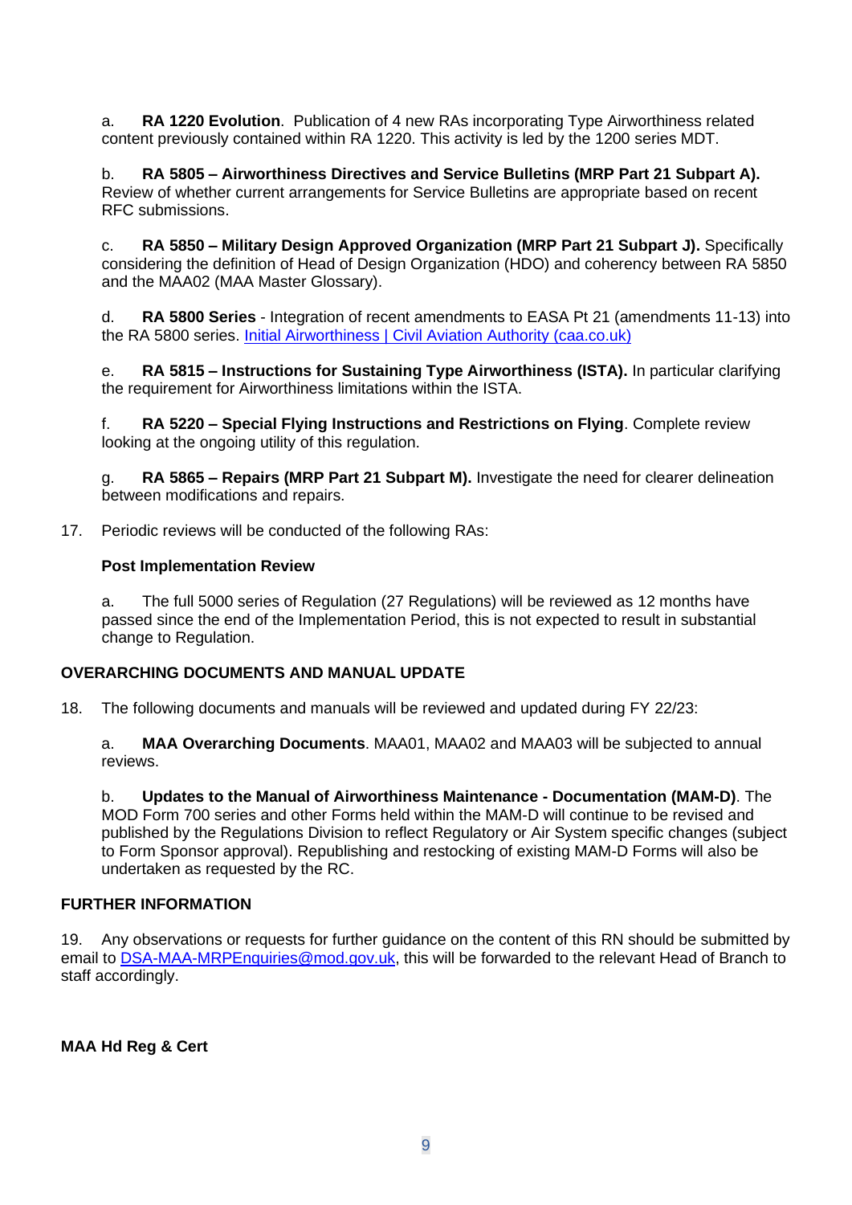a. **RA 1220 Evolution**. Publication of 4 new RAs incorporating Type Airworthiness related content previously contained within RA 1220. This activity is led by the 1200 series MDT.

b. **RA 5805 – Airworthiness Directives and Service Bulletins (MRP Part 21 Subpart A).** Review of whether current arrangements for Service Bulletins are appropriate based on recent RFC submissions.

c. **RA 5850 – Military Design Approved Organization (MRP Part 21 Subpart J).** Specifically considering the definition of Head of Design Organization (HDO) and coherency between RA 5850 and the MAA02 (MAA Master Glossary).

d. **RA 5800 Series** - Integration of recent amendments to EASA Pt 21 (amendments 11-13) into the RA 5800 series. [Initial Airworthiness | Civil Aviation Authority (caa.co.uk)]

e. **RA 5815 – Instructions for Sustaining Type Airworthiness (ISTA).** In particular clarifying the requirement for Airworthiness limitations within the ISTA.

f. **RA 5220 – Special Flying Instructions and Restrictions on Flying**. Complete review looking at the ongoing utility of this regulation.

g. **RA 5865 – Repairs (MRP Part 21 Subpart M).** Investigate the need for clearer delineation between modifications and repairs.

17. Periodic reviews will be conducted of the following RAs:

**Post Implementation Review**

a. The full 5000 series of Regulation (27 Regulations) will be reviewed as 12 months have passed since the end of the Implementation Period, this is not expected to result in substantial change to Regulation.

## OVERARCHING DOCUMENTS AND MANUAL UPDATE

18. The following documents and manuals will be reviewed and updated during FY 22/23:

a. **MAA Overarching Documents**. MAA01, MAA02 and MAA03 will be subjected to annual reviews.

b. **Updates to the Manual of Airworthiness Maintenance - Documentation (MAM-D)**. The MOD Form 700 series and other Forms held within the MAM-D will continue to be revised and published by the Regulations Division to reflect Regulatory or Air System specific changes (subject to Form Sponsor approval). Republishing and restocking of existing MAM-D Forms will also be undertaken as requested by the RC.

## FURTHER INFORMATION

19. Any observations or requests for further guidance on the content of this RN should be submitted by email to DSA-MAA-MRPEnquiries@mod.gov.uk, this will be forwarded to the relevant Head of Branch to staff accordingly.

**MAA Hd Reg & Cert**